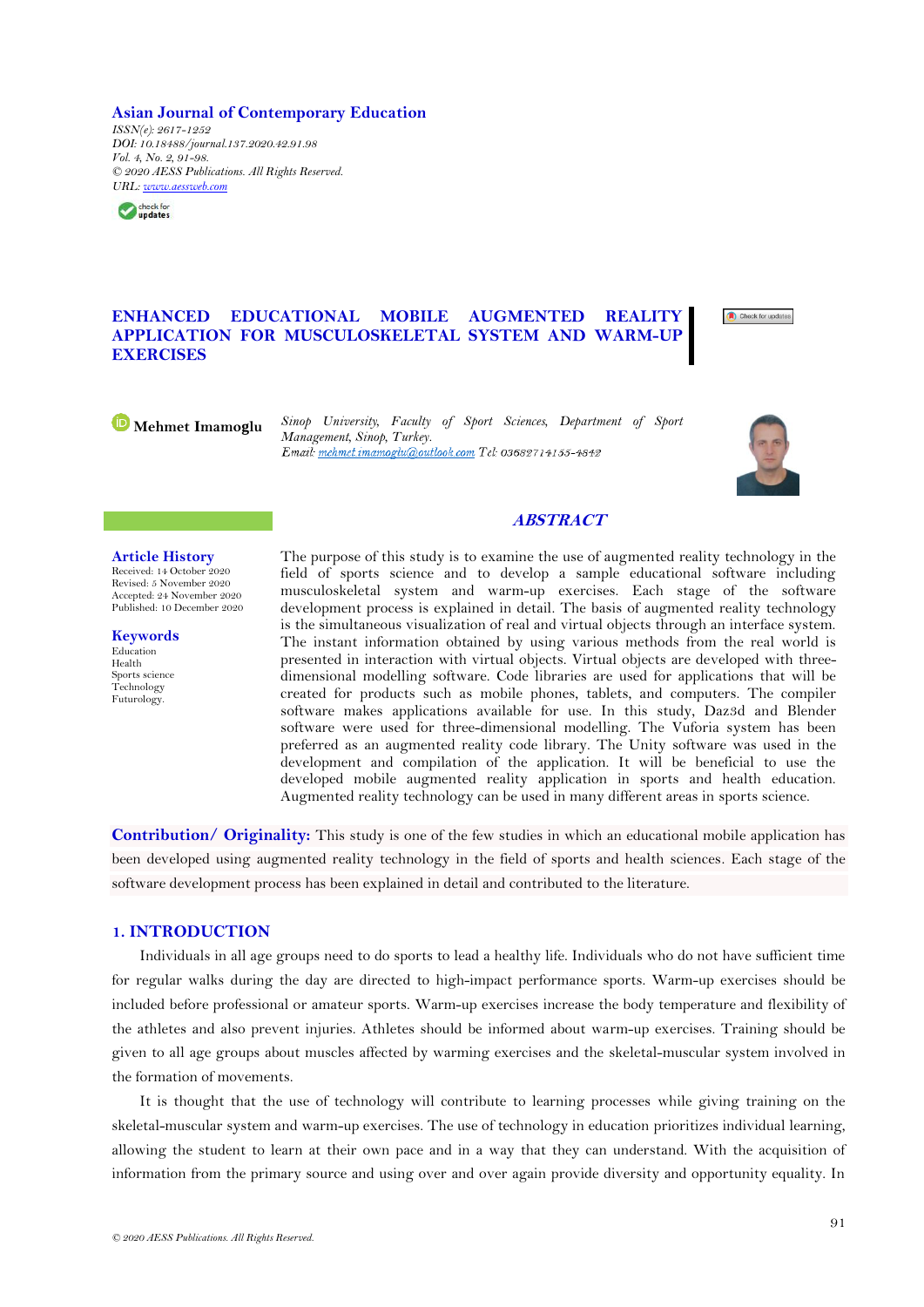**Asian Journal of Contemporary Education**

*ISSN(e): 2617-1252*
*DOI: 10.18488/journal.137.2020.42.91.98*
*Vol. 4, No. 2, 91-98.*
*© 2020 AESS Publications. All Rights Reserved.*
*URL: www.aessweb.com*

# ENHANCED EDUCATIONAL MOBILE AUGMENTED REALITY APPLICATION FOR MUSCULOSKELETAL SYSTEM AND WARM-UP EXERCISES

**Mehmet Imamoglu**

*Sinop University, Faculty of Sport Sciences, Department of Sport Management, Sinop, Turkey.*
*Email: mehmet.imamoglu@outlook.com Tel: 03682714155-4842*

## ABSTRACT

**Article History**
Received: 14 October 2020
Revised: 5 November 2020
Accepted: 24 November 2020
Published: 10 December 2020

**Keywords**
Education
Health
Sports science
Technology
Futurology.

The purpose of this study is to examine the use of augmented reality technology in the field of sports science and to develop a sample educational software including musculoskeletal system and warm-up exercises. Each stage of the software development process is explained in detail. The basis of augmented reality technology is the simultaneous visualization of real and virtual objects through an interface system. The instant information obtained by using various methods from the real world is presented in interaction with virtual objects. Virtual objects are developed with three-dimensional modelling software. Code libraries are used for applications that will be created for products such as mobile phones, tablets, and computers. The compiler software makes applications available for use. In this study, Daz3d and Blender software were used for three-dimensional modelling. The Vuforia system has been preferred as an augmented reality code library. The Unity software was used in the development and compilation of the application. It will be beneficial to use the developed mobile augmented reality application in sports and health education. Augmented reality technology can be used in many different areas in sports science.

**Contribution/ Originality:** This study is one of the few studies in which an educational mobile application has been developed using augmented reality technology in the field of sports and health sciences. Each stage of the software development process has been explained in detail and contributed to the literature.

## 1. INTRODUCTION

Individuals in all age groups need to do sports to lead a healthy life. Individuals who do not have sufficient time for regular walks during the day are directed to high-impact performance sports. Warm-up exercises should be included before professional or amateur sports. Warm-up exercises increase the body temperature and flexibility of the athletes and also prevent injuries. Athletes should be informed about warm-up exercises. Training should be given to all age groups about muscles affected by warming exercises and the skeletal-muscular system involved in the formation of movements.

It is thought that the use of technology will contribute to learning processes while giving training on the skeletal-muscular system and warm-up exercises. The use of technology in education prioritizes individual learning, allowing the student to learn at their own pace and in a way that they can understand. With the acquisition of information from the primary source and using over and over again provide diversity and opportunity equality. In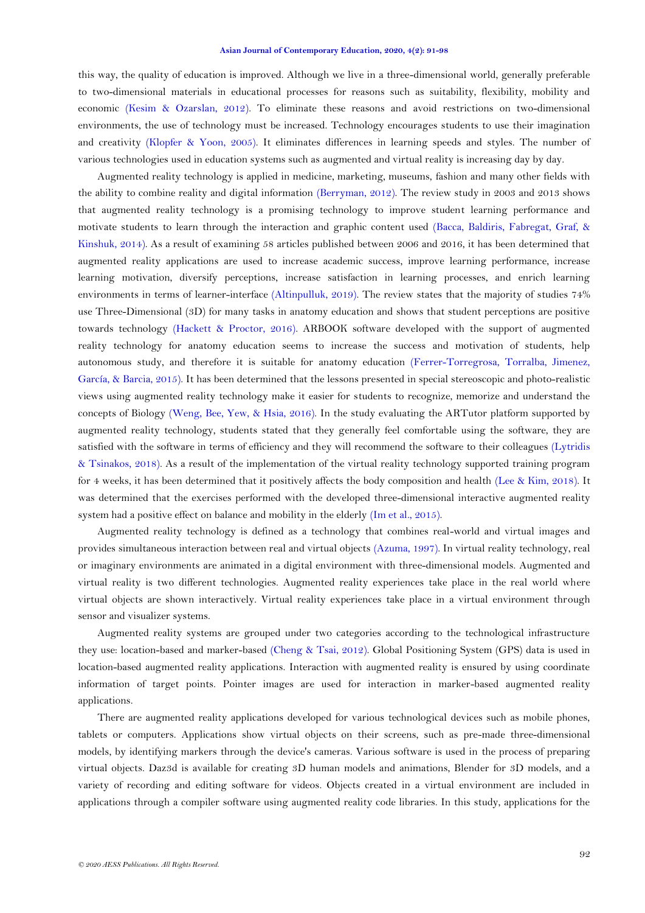this way, the quality of education is improved. Although we live in a three-dimensional world, generally preferable to two-dimensional materials in educational processes for reasons such as suitability, flexibility, mobility and economic (Kesim & Ozarslan, 2012). To eliminate these reasons and avoid restrictions on two-dimensional environments, the use of technology must be increased. Technology encourages students to use their imagination and creativity (Klopfer & Yoon, 2005). It eliminates differences in learning speeds and styles. The number of various technologies used in education systems such as augmented and virtual reality is increasing day by day.

Augmented reality technology is applied in medicine, marketing, museums, fashion and many other fields with the ability to combine reality and digital information (Berryman, 2012). The review study in 2003 and 2013 shows that augmented reality technology is a promising technology to improve student learning performance and motivate students to learn through the interaction and graphic content used (Bacca, Baldiris, Fabregat, Graf, & Kinshuk, 2014). As a result of examining 58 articles published between 2006 and 2016, it has been determined that augmented reality applications are used to increase academic success, improve learning performance, increase learning motivation, diversify perceptions, increase satisfaction in learning processes, and enrich learning environments in terms of learner-interface (Altinpulluk, 2019). The review states that the majority of studies 74% use Three-Dimensional (3D) for many tasks in anatomy education and shows that student perceptions are positive towards technology (Hackett & Proctor, 2016). ARBOOK software developed with the support of augmented reality technology for anatomy education seems to increase the success and motivation of students, help autonomous study, and therefore it is suitable for anatomy education (Ferrer-Torregrosa, Torralba, Jimenez, García, & Barcia, 2015). It has been determined that the lessons presented in special stereoscopic and photo-realistic views using augmented reality technology make it easier for students to recognize, memorize and understand the concepts of Biology (Weng, Bee, Yew, & Hsia, 2016). In the study evaluating the ARTutor platform supported by augmented reality technology, students stated that they generally feel comfortable using the software, they are satisfied with the software in terms of efficiency and they will recommend the software to their colleagues (Lytridis & Tsinakos, 2018). As a result of the implementation of the virtual reality technology supported training program for 4 weeks, it has been determined that it positively affects the body composition and health (Lee & Kim, 2018). It was determined that the exercises performed with the developed three-dimensional interactive augmented reality system had a positive effect on balance and mobility in the elderly (Im et al., 2015).

Augmented reality technology is defined as a technology that combines real-world and virtual images and provides simultaneous interaction between real and virtual objects (Azuma, 1997). In virtual reality technology, real or imaginary environments are animated in a digital environment with three-dimensional models. Augmented and virtual reality is two different technologies. Augmented reality experiences take place in the real world where virtual objects are shown interactively. Virtual reality experiences take place in a virtual environment through sensor and visualizer systems.

Augmented reality systems are grouped under two categories according to the technological infrastructure they use: location-based and marker-based (Cheng & Tsai, 2012). Global Positioning System (GPS) data is used in location-based augmented reality applications. Interaction with augmented reality is ensured by using coordinate information of target points. Pointer images are used for interaction in marker-based augmented reality applications.

There are augmented reality applications developed for various technological devices such as mobile phones, tablets or computers. Applications show virtual objects on their screens, such as pre-made three-dimensional models, by identifying markers through the device's cameras. Various software is used in the process of preparing virtual objects. Daz3d is available for creating 3D human models and animations, Blender for 3D models, and a variety of recording and editing software for videos. Objects created in a virtual environment are included in applications through a compiler software using augmented reality code libraries. In this study, applications for the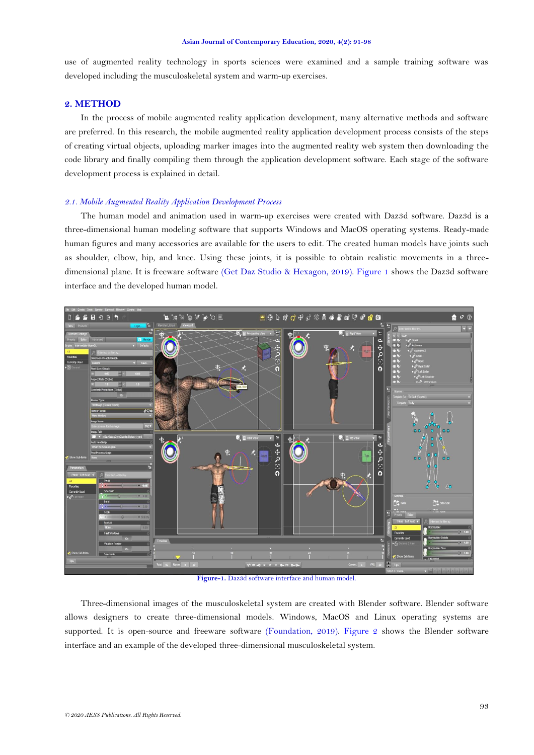use of augmented reality technology in sports sciences were examined and a sample training software was developed including the musculoskeletal system and warm-up exercises.

## 2. METHOD

In the process of mobile augmented reality application development, many alternative methods and software are preferred. In this research, the mobile augmented reality application development process consists of the steps of creating virtual objects, uploading marker images into the augmented reality web system then downloading the code library and finally compiling them through the application development software. Each stage of the software development process is explained in detail.

### *2.1. Mobile Augmented Reality Application Development Process*

The human model and animation used in warm-up exercises were created with Daz3d software. Daz3d is a three-dimensional human modeling software that supports Windows and MacOS operating systems. Ready-made human figures and many accessories are available for the users to edit. The created human models have joints such as shoulder, elbow, hip, and knee. Using these joints, it is possible to obtain realistic movements in a three-dimensional plane. It is freeware software (Get Daz Studio & Hexagon, 2019). Figure 1 shows the Daz3d software interface and the developed human model.

**Figure-1.** Daz3d software interface and human model.

Three-dimensional images of the musculoskeletal system are created with Blender software. Blender software allows designers to create three-dimensional models. Windows, MacOS and Linux operating systems are supported. It is open-source and freeware software (Foundation, 2019). Figure 2 shows the Blender software interface and an example of the developed three-dimensional musculoskeletal system.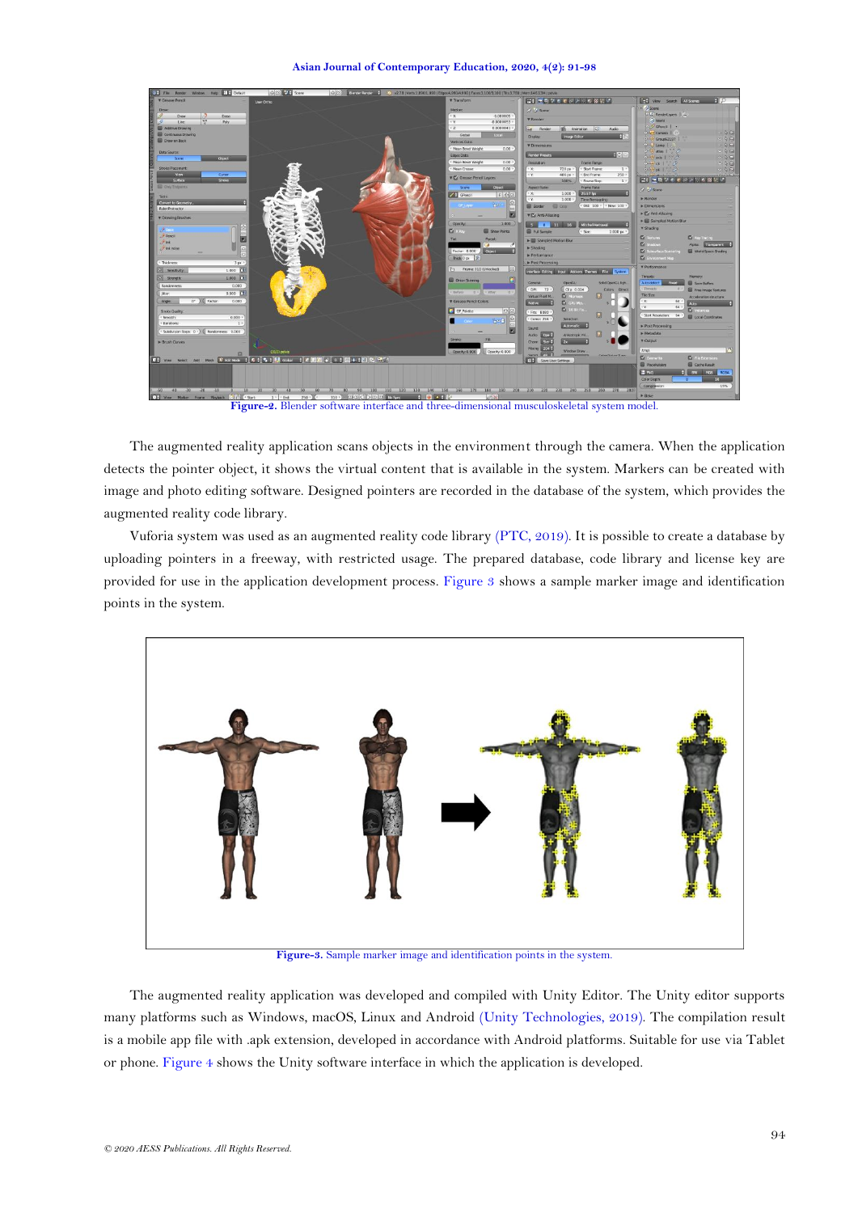Figure-2. Blender software interface and three-dimensional musculoskeletal system model.

The augmented reality application scans objects in the environment through the camera. When the application detects the pointer object, it shows the virtual content that is available in the system. Markers can be created with image and photo editing software. Designed pointers are recorded in the database of the system, which provides the augmented reality code library.

Vuforia system was used as an augmented reality code library (PTC, 2019). It is possible to create a database by uploading pointers in a freeway, with restricted usage. The prepared database, code library and license key are provided for use in the application development process. Figure 3 shows a sample marker image and identification points in the system.

Figure-3. Sample marker image and identification points in the system.

The augmented reality application was developed and compiled with Unity Editor. The Unity editor supports many platforms such as Windows, macOS, Linux and Android (Unity Technologies, 2019). The compilation result is a mobile app file with .apk extension, developed in accordance with Android platforms. Suitable for use via Tablet or phone. Figure 4 shows the Unity software interface in which the application is developed.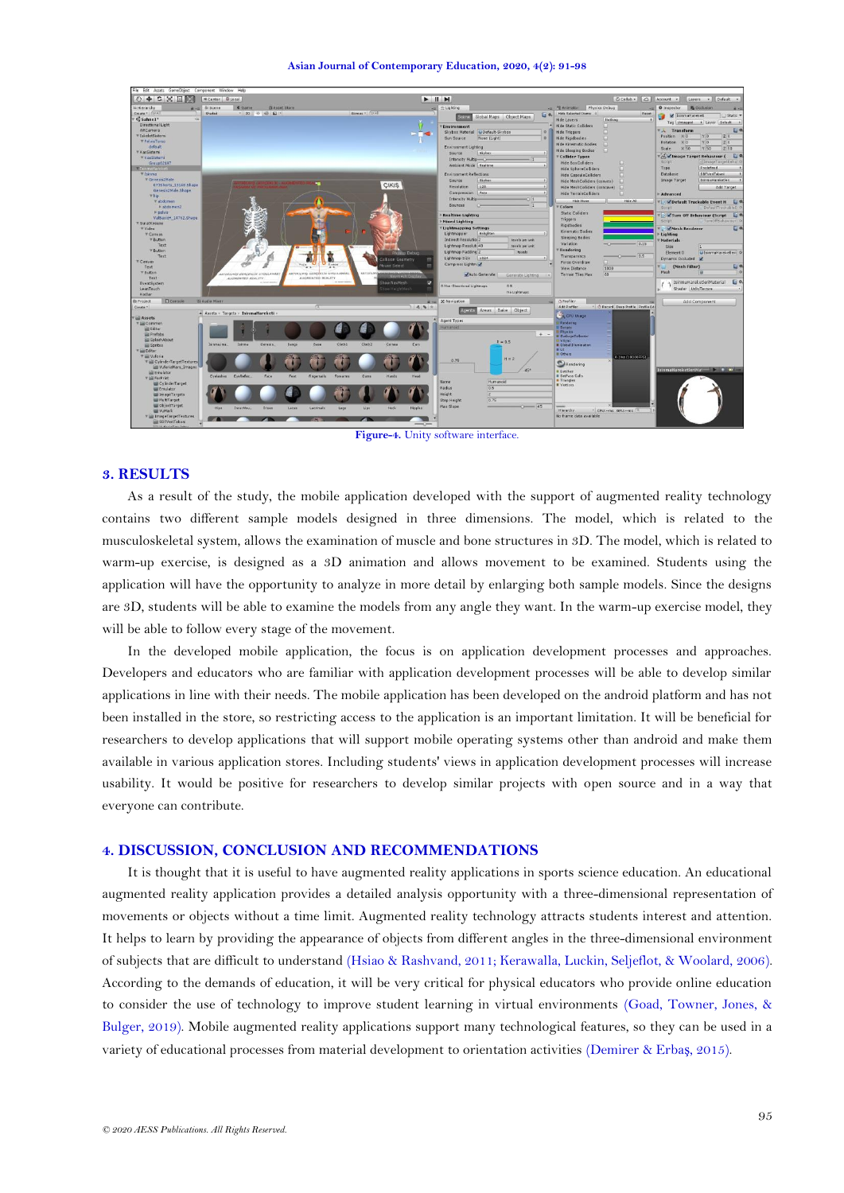**Figure-4.** Unity software interface.

## 3. RESULTS

As a result of the study, the mobile application developed with the support of augmented reality technology contains two different sample models designed in three dimensions. The model, which is related to the musculoskeletal system, allows the examination of muscle and bone structures in 3D. The model, which is related to warm-up exercise, is designed as a 3D animation and allows movement to be examined. Students using the application will have the opportunity to analyze in more detail by enlarging both sample models. Since the designs are 3D, students will be able to examine the models from any angle they want. In the warm-up exercise model, they will be able to follow every stage of the movement.

In the developed mobile application, the focus is on application development processes and approaches. Developers and educators who are familiar with application development processes will be able to develop similar applications in line with their needs. The mobile application has been developed on the android platform and has not been installed in the store, so restricting access to the application is an important limitation. It will be beneficial for researchers to develop applications that will support mobile operating systems other than android and make them available in various application stores. Including students' views in application development processes will increase usability. It would be positive for researchers to develop similar projects with open source and in a way that everyone can contribute.

## 4. DISCUSSION, CONCLUSION AND RECOMMENDATIONS

It is thought that it is useful to have augmented reality applications in sports science education. An educational augmented reality application provides a detailed analysis opportunity with a three-dimensional representation of movements or objects without a time limit. Augmented reality technology attracts students interest and attention. It helps to learn by providing the appearance of objects from different angles in the three-dimensional environment of subjects that are difficult to understand (Hsiao & Rashvand, 2011; Kerawalla, Luckin, Seljeflot, & Woolard, 2006). According to the demands of education, it will be very critical for physical educators who provide online education to consider the use of technology to improve student learning in virtual environments (Goad, Towner, Jones, & Bulger, 2019). Mobile augmented reality applications support many technological features, so they can be used in a variety of educational processes from material development to orientation activities (Demirer & Erbaş, 2015).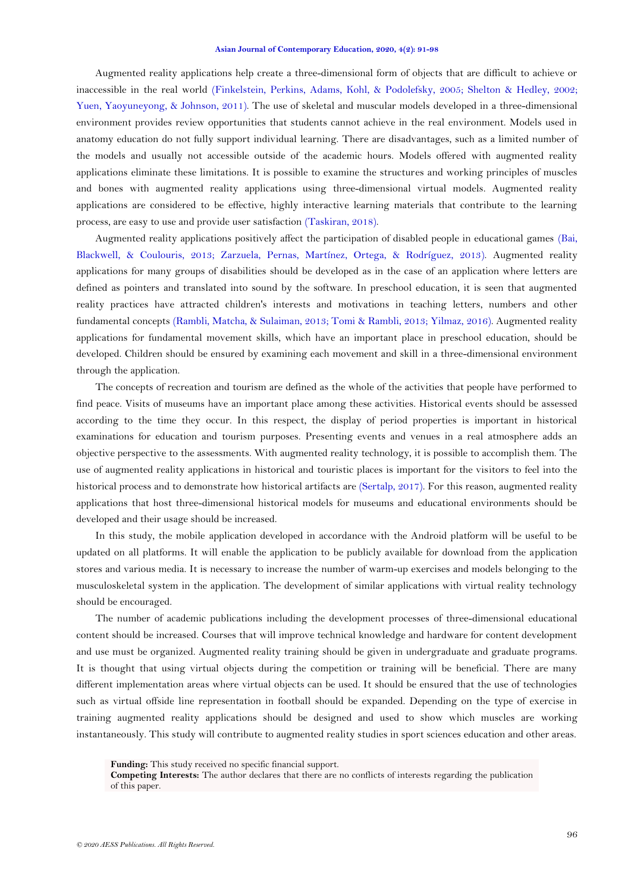Augmented reality applications help create a three-dimensional form of objects that are difficult to achieve or inaccessible in the real world (Finkelstein, Perkins, Adams, Kohl, & Podolefsky, 2005; Shelton & Hedley, 2002; Yuen, Yaoyuneyong, & Johnson, 2011). The use of skeletal and muscular models developed in a three-dimensional environment provides review opportunities that students cannot achieve in the real environment. Models used in anatomy education do not fully support individual learning. There are disadvantages, such as a limited number of the models and usually not accessible outside of the academic hours. Models offered with augmented reality applications eliminate these limitations. It is possible to examine the structures and working principles of muscles and bones with augmented reality applications using three-dimensional virtual models. Augmented reality applications are considered to be effective, highly interactive learning materials that contribute to the learning process, are easy to use and provide user satisfaction (Taskiran, 2018).

Augmented reality applications positively affect the participation of disabled people in educational games (Bai, Blackwell, & Coulouris, 2013; Zarzuela, Pernas, Martínez, Ortega, & Rodríguez, 2013). Augmented reality applications for many groups of disabilities should be developed as in the case of an application where letters are defined as pointers and translated into sound by the software. In preschool education, it is seen that augmented reality practices have attracted children's interests and motivations in teaching letters, numbers and other fundamental concepts (Rambli, Matcha, & Sulaiman, 2013; Tomi & Rambli, 2013; Yilmaz, 2016). Augmented reality applications for fundamental movement skills, which have an important place in preschool education, should be developed. Children should be ensured by examining each movement and skill in a three-dimensional environment through the application.

The concepts of recreation and tourism are defined as the whole of the activities that people have performed to find peace. Visits of museums have an important place among these activities. Historical events should be assessed according to the time they occur. In this respect, the display of period properties is important in historical examinations for education and tourism purposes. Presenting events and venues in a real atmosphere adds an objective perspective to the assessments. With augmented reality technology, it is possible to accomplish them. The use of augmented reality applications in historical and touristic places is important for the visitors to feel into the historical process and to demonstrate how historical artifacts are (Sertalp, 2017). For this reason, augmented reality applications that host three-dimensional historical models for museums and educational environments should be developed and their usage should be increased.

In this study, the mobile application developed in accordance with the Android platform will be useful to be updated on all platforms. It will enable the application to be publicly available for download from the application stores and various media. It is necessary to increase the number of warm-up exercises and models belonging to the musculoskeletal system in the application. The development of similar applications with virtual reality technology should be encouraged.

The number of academic publications including the development processes of three-dimensional educational content should be increased. Courses that will improve technical knowledge and hardware for content development and use must be organized. Augmented reality training should be given in undergraduate and graduate programs. It is thought that using virtual objects during the competition or training will be beneficial. There are many different implementation areas where virtual objects can be used. It should be ensured that the use of technologies such as virtual offside line representation in football should be expanded. Depending on the type of exercise in training augmented reality applications should be designed and used to show which muscles are working instantaneously. This study will contribute to augmented reality studies in sport sciences education and other areas.

**Funding:** This study received no specific financial support.
**Competing Interests:** The author declares that there are no conflicts of interests regarding the publication of this paper.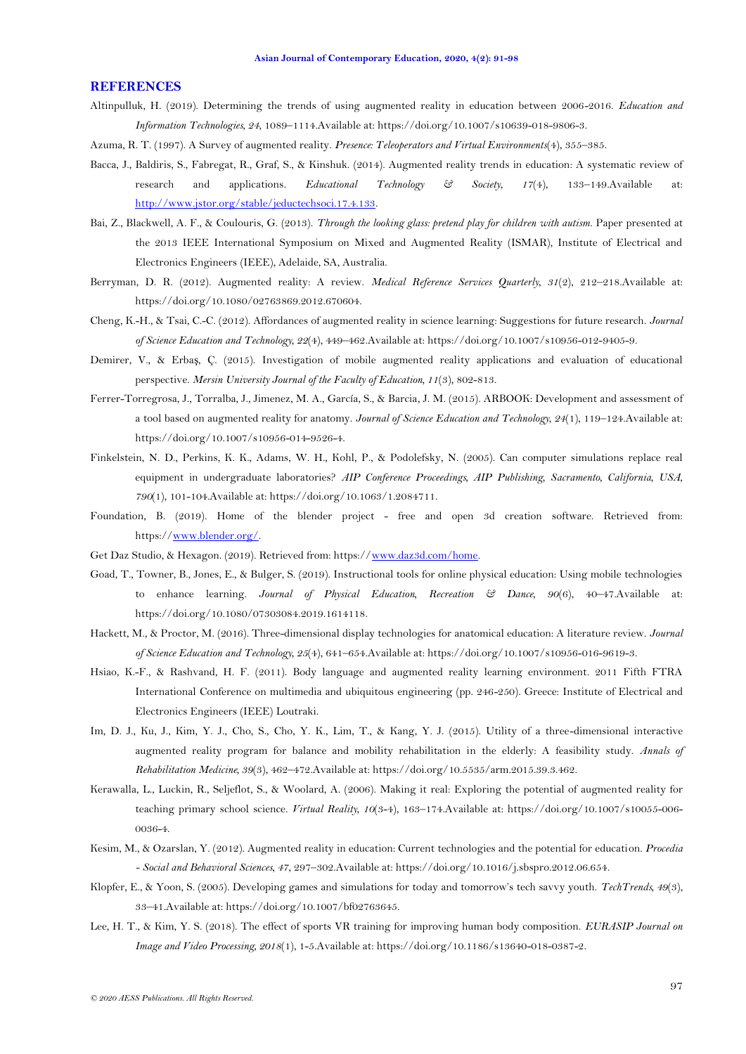## REFERENCES

Altinpulluk, H. (2019). Determining the trends of using augmented reality in education between 2006-2016. *Education and Information Technologies*, *24*, 1089–1114.Available at: https://doi.org/10.1007/s10639-018-9806-3.

Azuma, R. T. (1997). A Survey of augmented reality. *Presence: Teleoperators and Virtual Environments*(4), 355–385.

Bacca, J., Baldiris, S., Fabregat, R., Graf, S., & Kinshuk. (2014). Augmented reality trends in education: A systematic review of research and applications. *Educational Technology & Society*, *17*(4), 133–149.Available at: http://www.jstor.org/stable/jeductechsoci.17.4.133.

Bai, Z., Blackwell, A. F., & Coulouris, G. (2013). *Through the looking glass: pretend play for children with autism*. Paper presented at the 2013 IEEE International Symposium on Mixed and Augmented Reality (ISMAR), Institute of Electrical and Electronics Engineers (IEEE), Adelaide, SA, Australia.

Berryman, D. R. (2012). Augmented reality: A review. *Medical Reference Services Quarterly*, *31*(2), 212–218.Available at: https://doi.org/10.1080/02763869.2012.670604.

Cheng, K.-H., & Tsai, C.-C. (2012). Affordances of augmented reality in science learning: Suggestions for future research. *Journal of Science Education and Technology*, *22*(4), 449–462.Available at: https://doi.org/10.1007/s10956-012-9405-9.

Demirer, V., & Erbaş, Ç. (2015). Investigation of mobile augmented reality applications and evaluation of educational perspective. *Mersin University Journal of the Faculty of Education*, *11*(3), 802-813.

Ferrer-Torregrosa, J., Torralba, J., Jimenez, M. A., García, S., & Barcia, J. M. (2015). ARBOOK: Development and assessment of a tool based on augmented reality for anatomy. *Journal of Science Education and Technology*, *24*(1), 119–124.Available at: https://doi.org/10.1007/s10956-014-9526-4.

Finkelstein, N. D., Perkins, K. K., Adams, W. H., Kohl, P., & Podolefsky, N. (2005). Can computer simulations replace real equipment in undergraduate laboratories? *AIP Conference Proceedings, AIP Publishing, Sacramento, California, USA*, *790*(1), 101-104.Available at: https://doi.org/10.1063/1.2084711.

Foundation, B. (2019). Home of the blender project - free and open 3d creation software. Retrieved from: https://www.blender.org/.

Get Daz Studio, & Hexagon. (2019). Retrieved from: https://www.daz3d.com/home.

Goad, T., Towner, B., Jones, E., & Bulger, S. (2019). Instructional tools for online physical education: Using mobile technologies to enhance learning. *Journal of Physical Education, Recreation & Dance*, *90*(6), 40–47.Available at: https://doi.org/10.1080/07303084.2019.1614118.

Hackett, M., & Proctor, M. (2016). Three-dimensional display technologies for anatomical education: A literature review. *Journal of Science Education and Technology*, *25*(4), 641–654.Available at: https://doi.org/10.1007/s10956-016-9619-3.

Hsiao, K.-F., & Rashvand, H. F. (2011). Body language and augmented reality learning environment. 2011 Fifth FTRA International Conference on multimedia and ubiquitous engineering (pp. 246-250). Greece: Institute of Electrical and Electronics Engineers (IEEE) Loutraki.

Im, D. J., Ku, J., Kim, Y. J., Cho, S., Cho, Y. K., Lim, T., & Kang, Y. J. (2015). Utility of a three-dimensional interactive augmented reality program for balance and mobility rehabilitation in the elderly: A feasibility study. *Annals of Rehabilitation Medicine*, *39*(3), 462–472.Available at: https://doi.org/10.5535/arm.2015.39.3.462.

Kerawalla, L., Luckin, R., Seljeflot, S., & Woolard, A. (2006). Making it real: Exploring the potential of augmented reality for teaching primary school science. *Virtual Reality*, *10*(3-4), 163–174.Available at: https://doi.org/10.1007/s10055-006-0036-4.

Kesim, M., & Ozarslan, Y. (2012). Augmented reality in education: Current technologies and the potential for education. *Procedia - Social and Behavioral Sciences*, *47*, 297–302.Available at: https://doi.org/10.1016/j.sbspro.2012.06.654.

Klopfer, E., & Yoon, S. (2005). Developing games and simulations for today and tomorrow's tech savvy youth. *TechTrends*, *49*(3), 33–41.Available at: https://doi.org/10.1007/bf02763645.

Lee, H. T., & Kim, Y. S. (2018). The effect of sports VR training for improving human body composition. *EURASIP Journal on Image and Video Processing*, *2018*(1), 1-5.Available at: https://doi.org/10.1186/s13640-018-0387-2.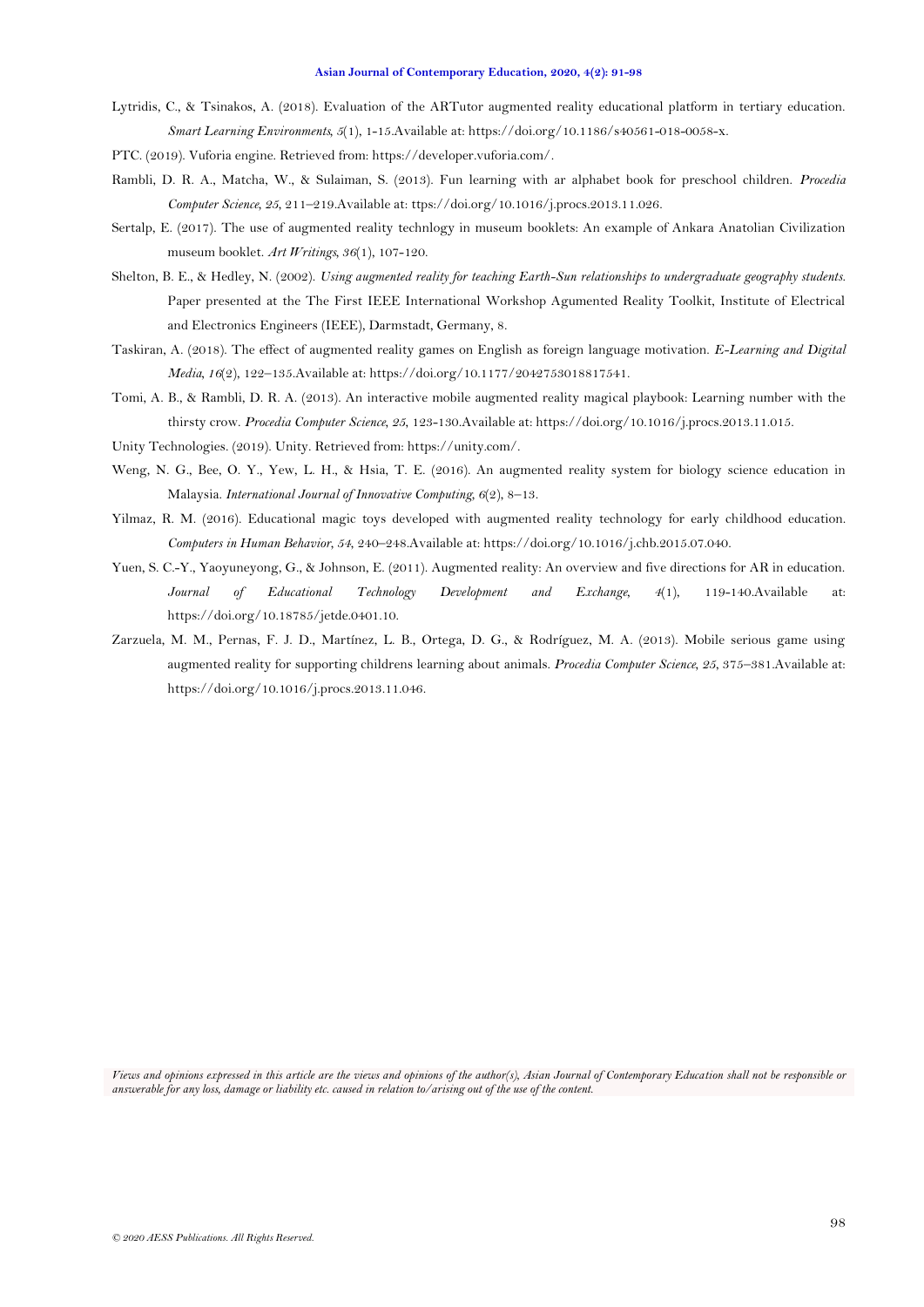Lytridis, C., & Tsinakos, A. (2018). Evaluation of the ARTutor augmented reality educational platform in tertiary education. *Smart Learning Environments*, *5*(1), 1-15.Available at: https://doi.org/10.1186/s40561-018-0058-x.

PTC. (2019). Vuforia engine. Retrieved from: https://developer.vuforia.com/.

Rambli, D. R. A., Matcha, W., & Sulaiman, S. (2013). Fun learning with ar alphabet book for preschool children. *Procedia Computer Science*, *25*, 211–219.Available at: ttps://doi.org/10.1016/j.procs.2013.11.026.

Sertalp, E. (2017). The use of augmented reality technlogy in museum booklets: An example of Ankara Anatolian Civilization museum booklet. *Art Writings*, *36*(1), 107-120.

Shelton, B. E., & Hedley, N. (2002). *Using augmented reality for teaching Earth-Sun relationships to undergraduate geography students.* Paper presented at the The First IEEE International Workshop Agumented Reality Toolkit, Institute of Electrical and Electronics Engineers (IEEE), Darmstadt, Germany, 8.

Taskiran, A. (2018). The effect of augmented reality games on English as foreign language motivation. *E-Learning and Digital Media*, *16*(2), 122–135.Available at: https://doi.org/10.1177/2042753018817541.

Tomi, A. B., & Rambli, D. R. A. (2013). An interactive mobile augmented reality magical playbook: Learning number with the thirsty crow. *Procedia Computer Science*, *25*, 123-130.Available at: https://doi.org/10.1016/j.procs.2013.11.015.

Unity Technologies. (2019). Unity. Retrieved from: https://unity.com/.

Weng, N. G., Bee, O. Y., Yew, L. H., & Hsia, T. E. (2016). An augmented reality system for biology science education in Malaysia. *International Journal of Innovative Computing*, *6*(2), 8–13.

Yilmaz, R. M. (2016). Educational magic toys developed with augmented reality technology for early childhood education. *Computers in Human Behavior*, *54*, 240–248.Available at: https://doi.org/10.1016/j.chb.2015.07.040.

Yuen, S. C.-Y., Yaoyuneyong, G., & Johnson, E. (2011). Augmented reality: An overview and five directions for AR in education. *Journal of Educational Technology Development and Exchange*, *4*(1), 119-140.Available at: https://doi.org/10.18785/jetde.0401.10.

Zarzuela, M. M., Pernas, F. J. D., Martínez, L. B., Ortega, D. G., & Rodríguez, M. A. (2013). Mobile serious game using augmented reality for supporting childrens learning about animals. *Procedia Computer Science*, *25*, 375–381.Available at: https://doi.org/10.1016/j.procs.2013.11.046.

*Views and opinions expressed in this article are the views and opinions of the author(s), Asian Journal of Contemporary Education shall not be responsible or answerable for any loss, damage or liability etc. caused in relation to/arising out of the use of the content.*